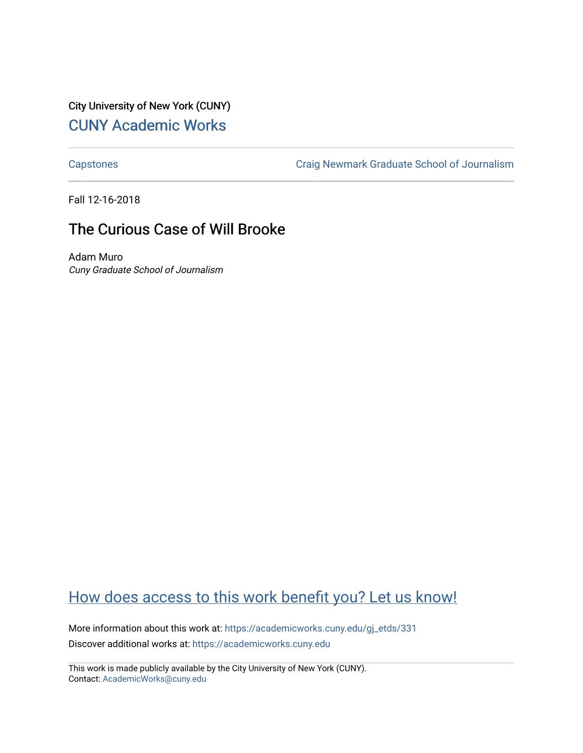City University of New York (CUNY)

[CUNY Academic Works](https://academicworks.cuny.edu)

---

[Capstones](https://academicworks.cuny.edu/gj_etds) [Craig Newmark Graduate School of Journalism](https://academicworks.cuny.edu/gj)

---

Fall 12-16-2018

# The Curious Case of Will Brooke

Adam Muro
*Cuny Graduate School of Journalism*

## [How does access to this work benefit you? Let us know!](https://ols.cuny.edu/academicworks/?ref=https://academicworks.cuny.edu/gj_etds/331)

More information about this work at: https://academicworks.cuny.edu/gj_etds/331
Discover additional works at: https://academicworks.cuny.edu

---

This work is made publicly available by the City University of New York (CUNY).
Contact: AcademicWorks@cuny.edu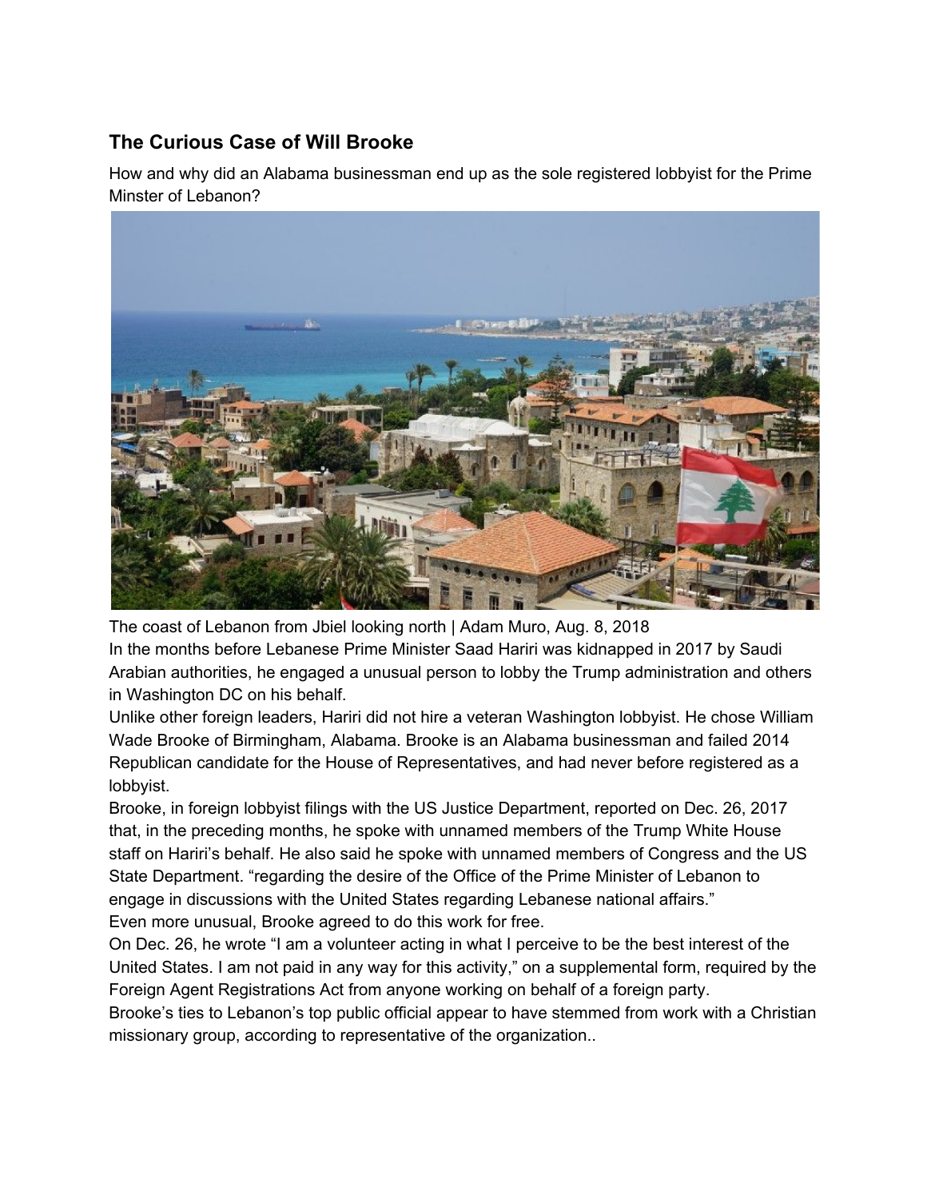### The Curious Case of Will Brooke

How and why did an Alabama businessman end up as the sole registered lobbyist for the Prime Minster of Lebanon?

The coast of Lebanon from Jbiel looking north | Adam Muro, Aug. 8, 2018

In the months before Lebanese Prime Minister Saad Hariri was kidnapped in 2017 by Saudi Arabian authorities, he engaged a unusual person to lobby the Trump administration and others in Washington DC on his behalf.

Unlike other foreign leaders, Hariri did not hire a veteran Washington lobbyist. He chose William Wade Brooke of Birmingham, Alabama. Brooke is an Alabama businessman and failed 2014 Republican candidate for the House of Representatives, and had never before registered as a lobbyist.

Brooke, in foreign lobbyist filings with the US Justice Department, reported on Dec. 26, 2017 that, in the preceding months, he spoke with unnamed members of the Trump White House staff on Hariri's behalf. He also said he spoke with unnamed members of Congress and the US State Department. "regarding the desire of the Office of the Prime Minister of Lebanon to engage in discussions with the United States regarding Lebanese national affairs."

Even more unusual, Brooke agreed to do this work for free.

On Dec. 26, he wrote "I am a volunteer acting in what I perceive to be the best interest of the United States. I am not paid in any way for this activity," on a supplemental form, required by the Foreign Agent Registrations Act from anyone working on behalf of a foreign party.

Brooke's ties to Lebanon's top public official appear to have stemmed from work with a Christian missionary group, according to representative of the organization..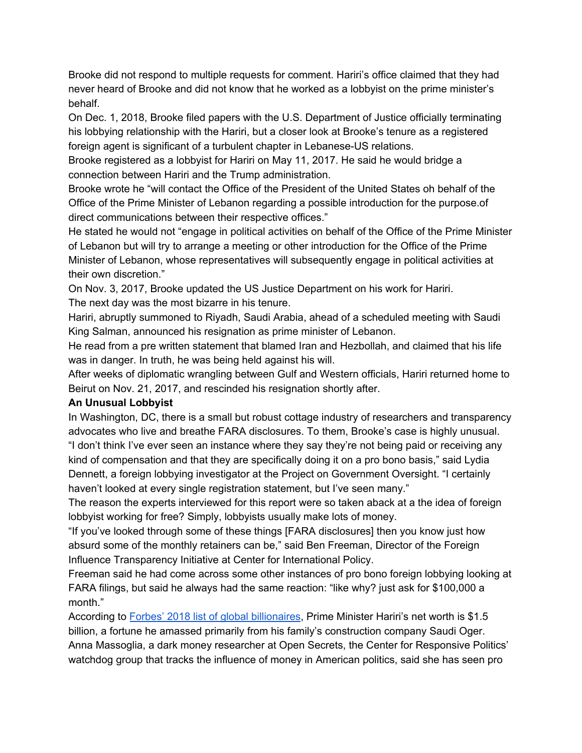Brooke did not respond to multiple requests for comment. Hariri's office claimed that they had never heard of Brooke and did not know that he worked as a lobbyist on the prime minister's behalf.

On Dec. 1, 2018, Brooke filed papers with the U.S. Department of Justice officially terminating his lobbying relationship with the Hariri, but a closer look at Brooke's tenure as a registered foreign agent is significant of a turbulent chapter in Lebanese-US relations.

Brooke registered as a lobbyist for Hariri on May 11, 2017. He said he would bridge a connection between Hariri and the Trump administration.

Brooke wrote he "will contact the Office of the President of the United States oh behalf of the Office of the Prime Minister of Lebanon regarding a possible introduction for the purpose.of direct communications between their respective offices."

He stated he would not "engage in political activities on behalf of the Office of the Prime Minister of Lebanon but will try to arrange a meeting or other introduction for the Office of the Prime Minister of Lebanon, whose representatives will subsequently engage in political activities at their own discretion."

On Nov. 3, 2017, Brooke updated the US Justice Department on his work for Hariri.

The next day was the most bizarre in his tenure.

Hariri, abruptly summoned to Riyadh, Saudi Arabia, ahead of a scheduled meeting with Saudi King Salman, announced his resignation as prime minister of Lebanon.

He read from a pre written statement that blamed Iran and Hezbollah, and claimed that his life was in danger. In truth, he was being held against his will.

After weeks of diplomatic wrangling between Gulf and Western officials, Hariri returned home to Beirut on Nov. 21, 2017, and rescinded his resignation shortly after.

**An Unusual Lobbyist**

In Washington, DC, there is a small but robust cottage industry of researchers and transparency advocates who live and breathe FARA disclosures. To them, Brooke's case is highly unusual.

"I don't think I've ever seen an instance where they say they're not being paid or receiving any kind of compensation and that they are specifically doing it on a pro bono basis," said Lydia Dennett, a foreign lobbying investigator at the Project on Government Oversight. "I certainly haven't looked at every single registration statement, but I've seen many."

The reason the experts interviewed for this report were so taken aback at a the idea of foreign lobbyist working for free? Simply, lobbyists usually make lots of money.

"If you've looked through some of these things [FARA disclosures] then you know just how absurd some of the monthly retainers can be," said Ben Freeman, Director of the Foreign Influence Transparency Initiative at Center for International Policy.

Freeman said he had come across some other instances of pro bono foreign lobbying looking at FARA filings, but said he always had the same reaction: "like why? just ask for $100,000 a month."

According to [Forbes' 2018 list of global billionaires](), Prime Minister Hariri's net worth is $1.5 billion, a fortune he amassed primarily from his family's construction company Saudi Oger.

Anna Massoglia, a dark money researcher at Open Secrets, the Center for Responsive Politics' watchdog group that tracks the influence of money in American politics, said she has seen pro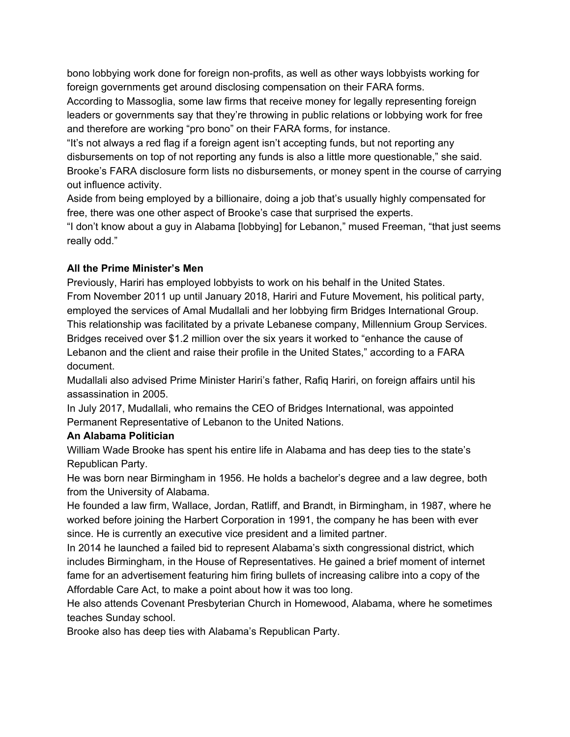bono lobbying work done for foreign non-profits, as well as other ways lobbyists working for foreign governments get around disclosing compensation on their FARA forms.

According to Massoglia, some law firms that receive money for legally representing foreign leaders or governments say that they're throwing in public relations or lobbying work for free and therefore are working "pro bono" on their FARA forms, for instance.

"It's not always a red flag if a foreign agent isn't accepting funds, but not reporting any disbursements on top of not reporting any funds is also a little more questionable," she said.

Brooke's FARA disclosure form lists no disbursements, or money spent in the course of carrying out influence activity.

Aside from being employed by a billionaire, doing a job that's usually highly compensated for free, there was one other aspect of Brooke's case that surprised the experts.

"I don't know about a guy in Alabama [lobbying] for Lebanon," mused Freeman, "that just seems really odd."

**All the Prime Minister's Men**

Previously, Hariri has employed lobbyists to work on his behalf in the United States.

From November 2011 up until January 2018, Hariri and Future Movement, his political party, employed the services of Amal Mudallali and her lobbying firm Bridges International Group. This relationship was facilitated by a private Lebanese company, Millennium Group Services.

Bridges received over $1.2 million over the six years it worked to "enhance the cause of Lebanon and the client and raise their profile in the United States," according to a FARA document.

Mudallali also advised Prime Minister Hariri's father, Rafiq Hariri, on foreign affairs until his assassination in 2005.

In July 2017, Mudallali, who remains the CEO of Bridges International, was appointed Permanent Representative of Lebanon to the United Nations.

**An Alabama Politician**

William Wade Brooke has spent his entire life in Alabama and has deep ties to the state's Republican Party.

He was born near Birmingham in 1956. He holds a bachelor's degree and a law degree, both from the University of Alabama.

He founded a law firm, Wallace, Jordan, Ratliff, and Brandt, in Birmingham, in 1987, where he worked before joining the Harbert Corporation in 1991, the company he has been with ever since. He is currently an executive vice president and a limited partner.

In 2014 he launched a failed bid to represent Alabama's sixth congressional district, which includes Birmingham, in the House of Representatives. He gained a brief moment of internet fame for an advertisement featuring him firing bullets of increasing calibre into a copy of the Affordable Care Act, to make a point about how it was too long.

He also attends Covenant Presbyterian Church in Homewood, Alabama, where he sometimes teaches Sunday school.

Brooke also has deep ties with Alabama's Republican Party.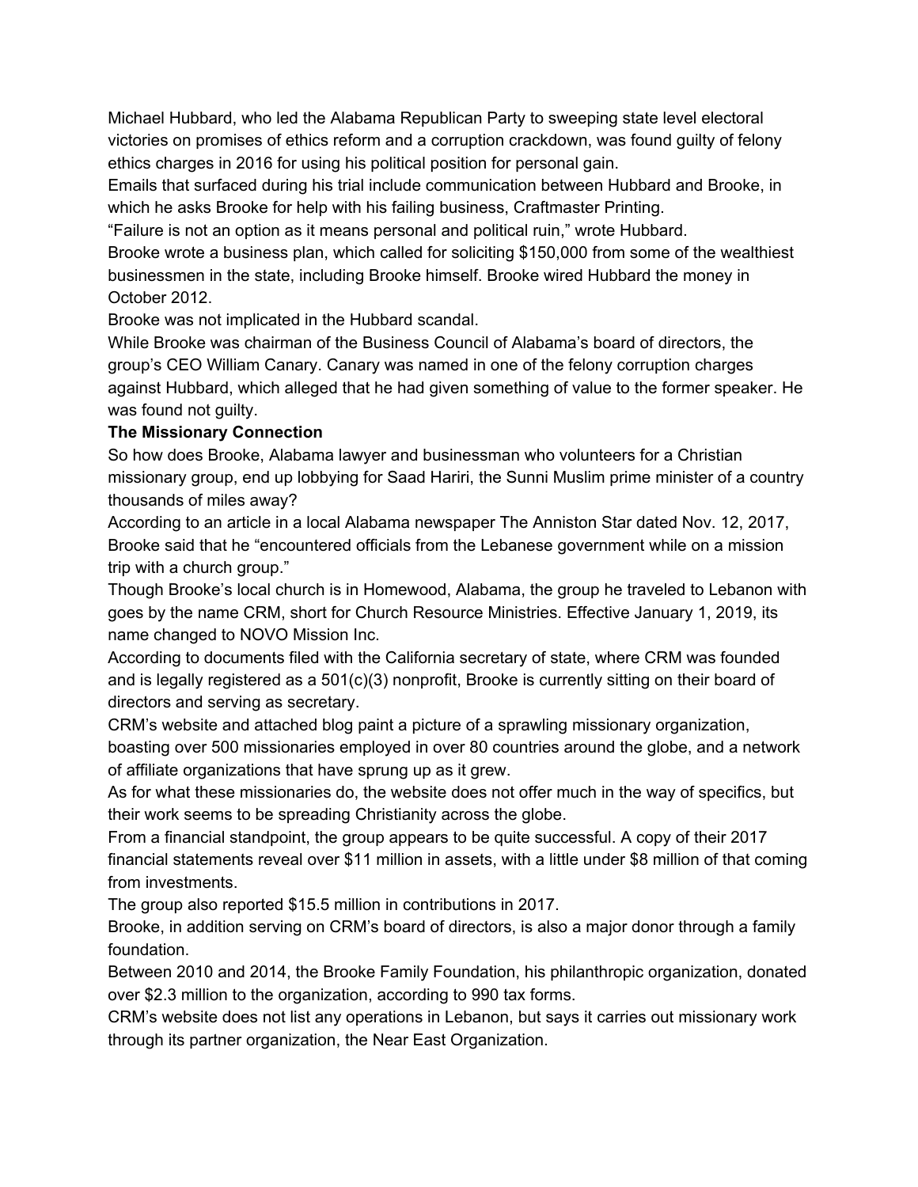Michael Hubbard, who led the Alabama Republican Party to sweeping state level electoral victories on promises of ethics reform and a corruption crackdown, was found guilty of felony ethics charges in 2016 for using his political position for personal gain.

Emails that surfaced during his trial include communication between Hubbard and Brooke, in which he asks Brooke for help with his failing business, Craftmaster Printing.

"Failure is not an option as it means personal and political ruin," wrote Hubbard.

Brooke wrote a business plan, which called for soliciting $150,000 from some of the wealthiest businessmen in the state, including Brooke himself. Brooke wired Hubbard the money in October 2012.

Brooke was not implicated in the Hubbard scandal.

While Brooke was chairman of the Business Council of Alabama's board of directors, the group's CEO William Canary. Canary was named in one of the felony corruption charges against Hubbard, which alleged that he had given something of value to the former speaker. He was found not guilty.

**The Missionary Connection**

So how does Brooke, Alabama lawyer and businessman who volunteers for a Christian missionary group, end up lobbying for Saad Hariri, the Sunni Muslim prime minister of a country thousands of miles away?

According to an article in a local Alabama newspaper The Anniston Star dated Nov. 12, 2017, Brooke said that he "encountered officials from the Lebanese government while on a mission trip with a church group."

Though Brooke's local church is in Homewood, Alabama, the group he traveled to Lebanon with goes by the name CRM, short for Church Resource Ministries. Effective January 1, 2019, its name changed to NOVO Mission Inc.

According to documents filed with the California secretary of state, where CRM was founded and is legally registered as a 501(c)(3) nonprofit, Brooke is currently sitting on their board of directors and serving as secretary.

CRM's website and attached blog paint a picture of a sprawling missionary organization, boasting over 500 missionaries employed in over 80 countries around the globe, and a network of affiliate organizations that have sprung up as it grew.

As for what these missionaries do, the website does not offer much in the way of specifics, but their work seems to be spreading Christianity across the globe.

From a financial standpoint, the group appears to be quite successful. A copy of their 2017 financial statements reveal over $11 million in assets, with a little under $8 million of that coming from investments.

The group also reported $15.5 million in contributions in 2017.

Brooke, in addition serving on CRM's board of directors, is also a major donor through a family foundation.

Between 2010 and 2014, the Brooke Family Foundation, his philanthropic organization, donated over $2.3 million to the organization, according to 990 tax forms.

CRM's website does not list any operations in Lebanon, but says it carries out missionary work through its partner organization, the Near East Organization.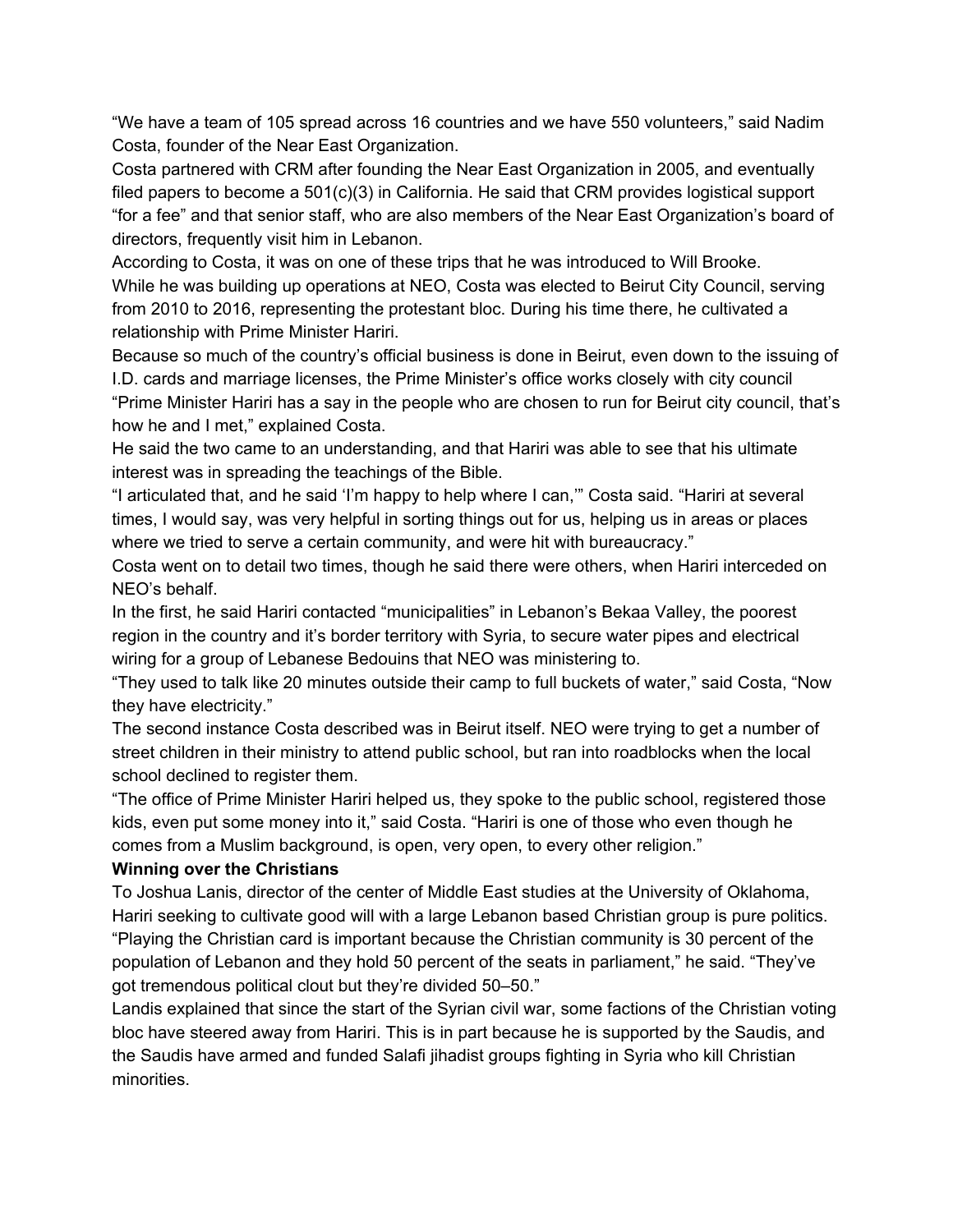"We have a team of 105 spread across 16 countries and we have 550 volunteers," said Nadim Costa, founder of the Near East Organization.

Costa partnered with CRM after founding the Near East Organization in 2005, and eventually filed papers to become a 501(c)(3) in California. He said that CRM provides logistical support "for a fee" and that senior staff, who are also members of the Near East Organization's board of directors, frequently visit him in Lebanon.

According to Costa, it was on one of these trips that he was introduced to Will Brooke.

While he was building up operations at NEO, Costa was elected to Beirut City Council, serving from 2010 to 2016, representing the protestant bloc. During his time there, he cultivated a relationship with Prime Minister Hariri.

Because so much of the country's official business is done in Beirut, even down to the issuing of I.D. cards and marriage licenses, the Prime Minister's office works closely with city council "Prime Minister Hariri has a say in the people who are chosen to run for Beirut city council, that's how he and I met," explained Costa.

He said the two came to an understanding, and that Hariri was able to see that his ultimate interest was in spreading the teachings of the Bible.

"I articulated that, and he said 'I'm happy to help where I can,'" Costa said. "Hariri at several times, I would say, was very helpful in sorting things out for us, helping us in areas or places where we tried to serve a certain community, and were hit with bureaucracy."

Costa went on to detail two times, though he said there were others, when Hariri interceded on NEO's behalf.

In the first, he said Hariri contacted "municipalities" in Lebanon's Bekaa Valley, the poorest region in the country and it's border territory with Syria, to secure water pipes and electrical wiring for a group of Lebanese Bedouins that NEO was ministering to.

"They used to talk like 20 minutes outside their camp to full buckets of water," said Costa, "Now they have electricity."

The second instance Costa described was in Beirut itself. NEO were trying to get a number of street children in their ministry to attend public school, but ran into roadblocks when the local school declined to register them.

"The office of Prime Minister Hariri helped us, they spoke to the public school, registered those kids, even put some money into it," said Costa. "Hariri is one of those who even though he comes from a Muslim background, is open, very open, to every other religion."

**Winning over the Christians**

To Joshua Lanis, director of the center of Middle East studies at the University of Oklahoma, Hariri seeking to cultivate good will with a large Lebanon based Christian group is pure politics. "Playing the Christian card is important because the Christian community is 30 percent of the population of Lebanon and they hold 50 percent of the seats in parliament," he said. "They've got tremendous political clout but they're divided 50–50."

Landis explained that since the start of the Syrian civil war, some factions of the Christian voting bloc have steered away from Hariri. This is in part because he is supported by the Saudis, and the Saudis have armed and funded Salafi jihadist groups fighting in Syria who kill Christian minorities.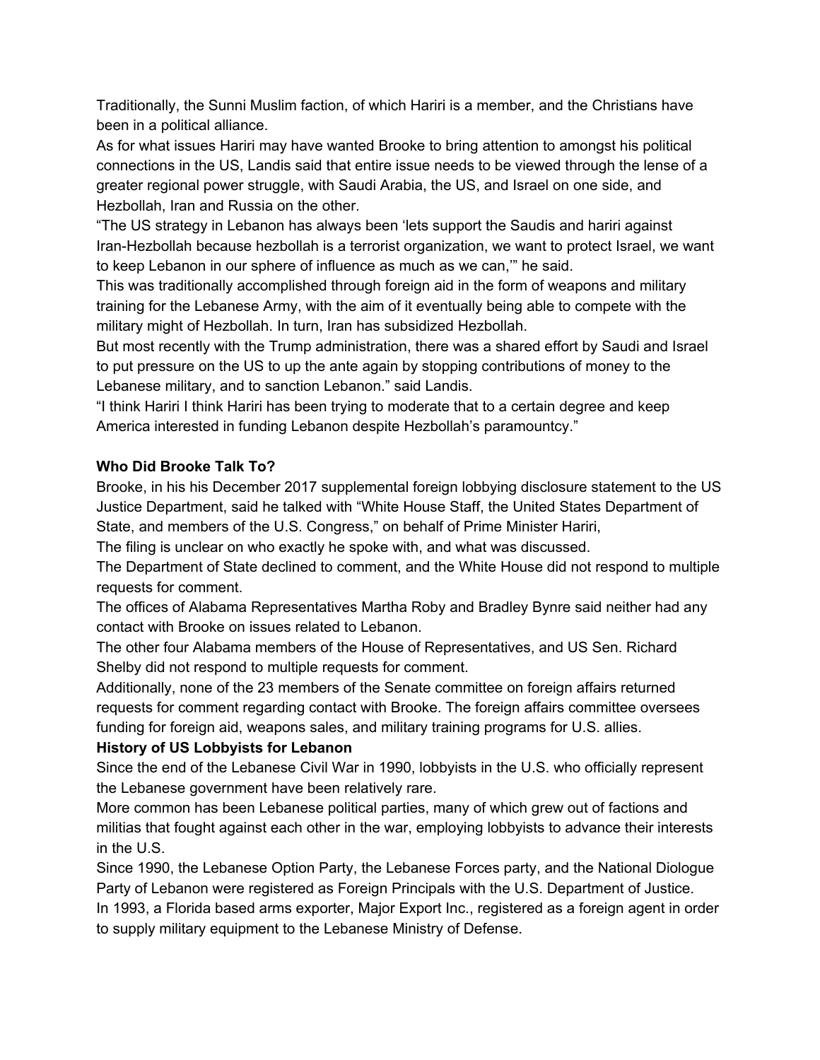Traditionally, the Sunni Muslim faction, of which Hariri is a member, and the Christians have been in a political alliance.

As for what issues Hariri may have wanted Brooke to bring attention to amongst his political connections in the US, Landis said that entire issue needs to be viewed through the lense of a greater regional power struggle, with Saudi Arabia, the US, and Israel on one side, and Hezbollah, Iran and Russia on the other.

"The US strategy in Lebanon has always been 'lets support the Saudis and hariri against Iran-Hezbollah because hezbollah is a terrorist organization, we want to protect Israel, we want to keep Lebanon in our sphere of influence as much as we can,'" he said.

This was traditionally accomplished through foreign aid in the form of weapons and military training for the Lebanese Army, with the aim of it eventually being able to compete with the military might of Hezbollah. In turn, Iran has subsidized Hezbollah.

But most recently with the Trump administration, there was a shared effort by Saudi and Israel to put pressure on the US to up the ante again by stopping contributions of money to the Lebanese military, and to sanction Lebanon." said Landis.

"I think Hariri I think Hariri has been trying to moderate that to a certain degree and keep America interested in funding Lebanon despite Hezbollah's paramountcy."

**Who Did Brooke Talk To?**

Brooke, in his his December 2017 supplemental foreign lobbying disclosure statement to the US Justice Department, said he talked with "White House Staff, the United States Department of State, and members of the U.S. Congress," on behalf of Prime Minister Hariri,

The filing is unclear on who exactly he spoke with, and what was discussed.

The Department of State declined to comment, and the White House did not respond to multiple requests for comment.

The offices of Alabama Representatives Martha Roby and Bradley Bynre said neither had any contact with Brooke on issues related to Lebanon.

The other four Alabama members of the House of Representatives, and US Sen. Richard Shelby did not respond to multiple requests for comment.

Additionally, none of the 23 members of the Senate committee on foreign affairs returned requests for comment regarding contact with Brooke. The foreign affairs committee oversees funding for foreign aid, weapons sales, and military training programs for U.S. allies.

**History of US Lobbyists for Lebanon**

Since the end of the Lebanese Civil War in 1990, lobbyists in the U.S. who officially represent the Lebanese government have been relatively rare.

More common has been Lebanese political parties, many of which grew out of factions and militias that fought against each other in the war, employing lobbyists to advance their interests in the U.S.

Since 1990, the Lebanese Option Party, the Lebanese Forces party, and the National Diologue Party of Lebanon were registered as Foreign Principals with the U.S. Department of Justice.

In 1993, a Florida based arms exporter, Major Export Inc., registered as a foreign agent in order to supply military equipment to the Lebanese Ministry of Defense.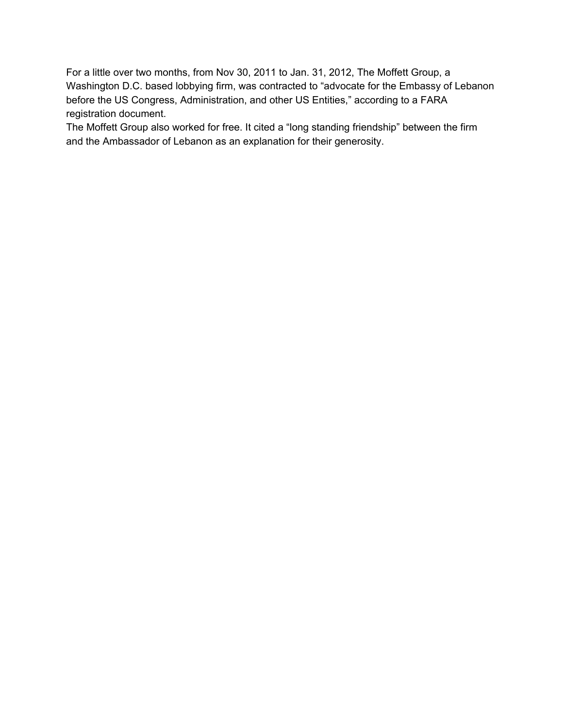For a little over two months, from Nov 30, 2011 to Jan. 31, 2012, The Moffett Group, a Washington D.C. based lobbying firm, was contracted to "advocate for the Embassy of Lebanon before the US Congress, Administration, and other US Entities," according to a FARA registration document.

The Moffett Group also worked for free. It cited a "long standing friendship" between the firm and the Ambassador of Lebanon as an explanation for their generosity.